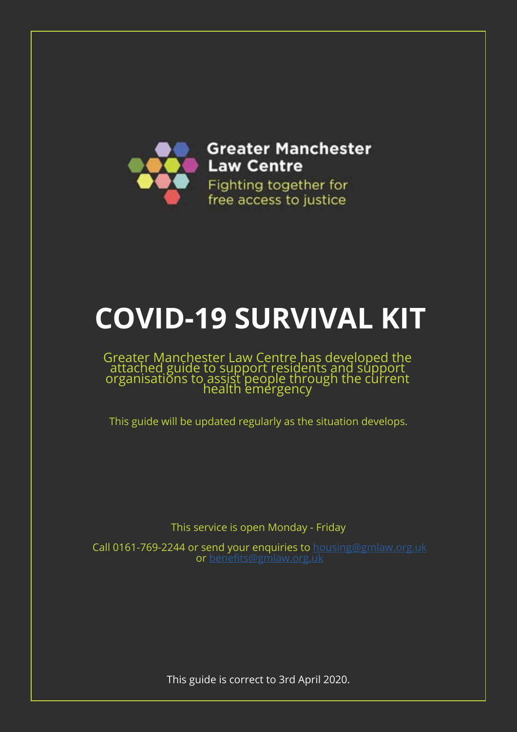Greater Manchester Law Centre

Fighting together for free access to justice

# COVID-19 SURVIVAL KIT

Greater Manchester Law Centre has developed the attached guide to support residents and support organisations to assist people through the current health emergency

This guide will be updated regularly as the situation develops.

This service is open Monday - Friday

Call 0161-769-2244 or send your enquiries to housing@gmlaw.org.uk or benefits@gmlaw.org.uk

This guide is correct to 3rd April 2020.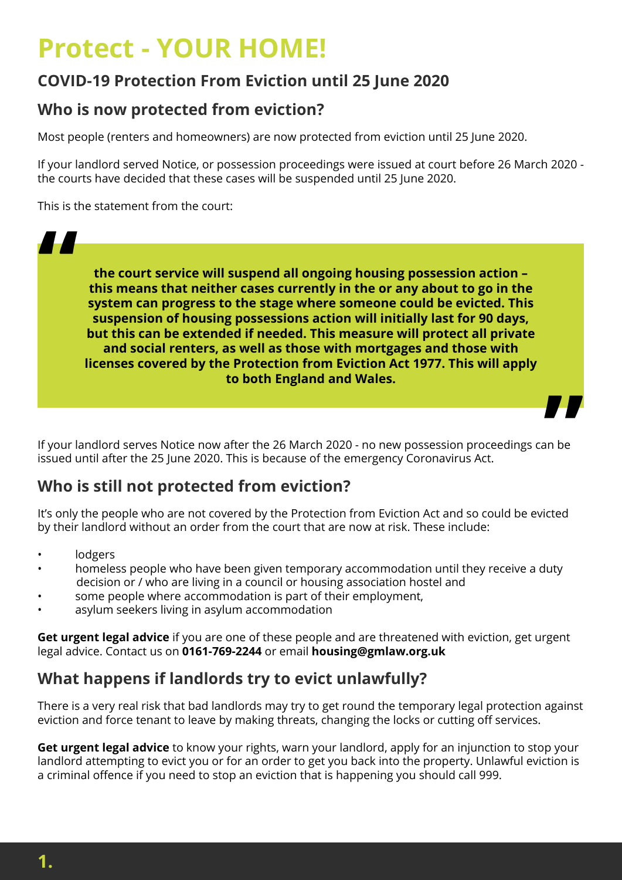# Protect - YOUR HOME!

## COVID-19 Protection From Eviction until 25 June 2020

### Who is now protected from eviction?

Most people (renters and homeowners) are now protected from eviction until 25 June 2020.

If your landlord served Notice, or possession proceedings were issued at court before 26 March 2020 - the courts have decided that these cases will be suspended until 25 June 2020.

This is the statement from the court:

> **"the court service will suspend all ongoing housing possession action – this means that neither cases currently in the or any about to go in the system can progress to the stage where someone could be evicted. This suspension of housing possessions action will initially last for 90 days, but this can be extended if needed. This measure will protect all private and social renters, as well as those with mortgages and those with licenses covered by the Protection from Eviction Act 1977. This will apply to both England and Wales."**

If your landlord serves Notice now after the 26 March 2020 - no new possession proceedings can be issued until after the 25 June 2020. This is because of the emergency Coronavirus Act.

### Who is still not protected from eviction?

It's only the people who are not covered by the Protection from Eviction Act and so could be evicted by their landlord without an order from the court that are now at risk. These include:

- lodgers
- homeless people who have been given temporary accommodation until they receive a duty decision or / who are living in a council or housing association hostel and
- some people where accommodation is part of their employment,
- asylum seekers living in asylum accommodation

**Get urgent legal advice** if you are one of these people and are threatened with eviction, get urgent legal advice. Contact us on **0161-769-2244** or email **housing@gmlaw.org.uk**

### What happens if landlords try to evict unlawfully?

There is a very real risk that bad landlords may try to get round the temporary legal protection against eviction and force tenant to leave by making threats, changing the locks or cutting off services.

**Get urgent legal advice** to know your rights, warn your landlord, apply for an injunction to stop your landlord attempting to evict you or for an order to get you back into the property. Unlawful eviction is a criminal offence if you need to stop an eviction that is happening you should call 999.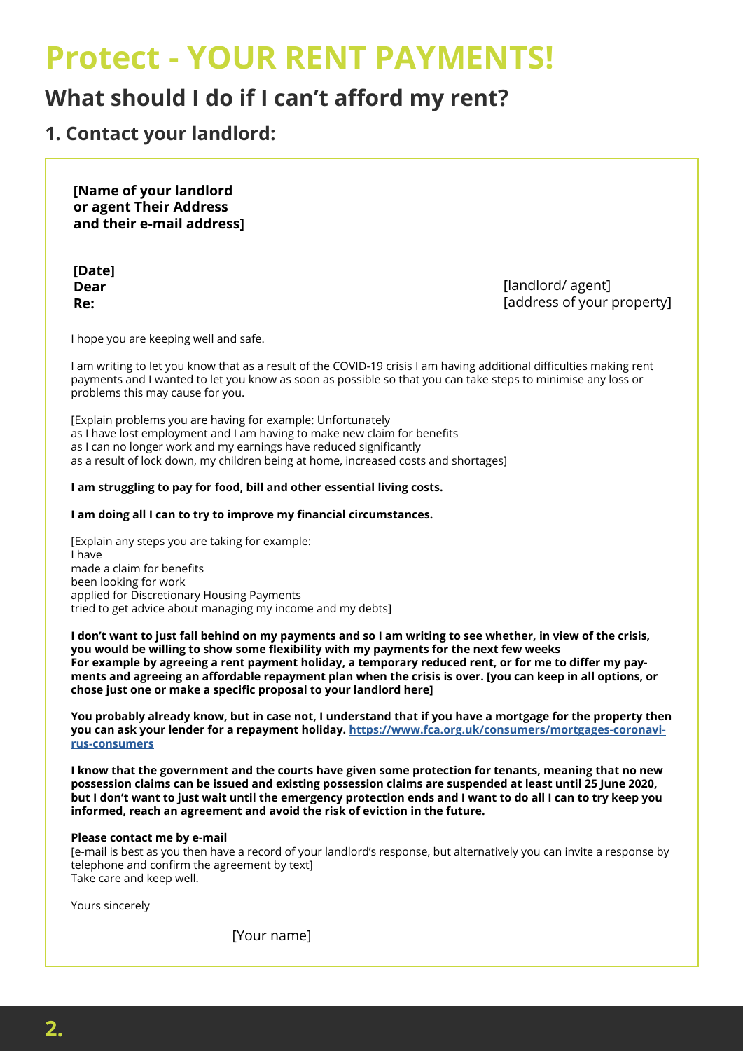# Protect - YOUR RENT PAYMENTS!

## What should I do if I can't afford my rent?

### 1. Contact your landlord:

**[Name of your landlord or agent Their Address and their e-mail address]**

**[Date]**

**Dear** [landlord/ agent]

**Re:** [address of your property]

I hope you are keeping well and safe.

I am writing to let you know that as a result of the COVID-19 crisis I am having additional difficulties making rent payments and I wanted to let you know as soon as possible so that you can take steps to minimise any loss or problems this may cause for you.

[Explain problems you are having for example: Unfortunately
as I have lost employment and I am having to make new claim for benefits
as I can no longer work and my earnings have reduced significantly
as a result of lock down, my children being at home, increased costs and shortages]

**I am struggling to pay for food, bill and other essential living costs.**

**I am doing all I can to try to improve my financial circumstances.**

[Explain any steps you are taking for example:
I have
made a claim for benefits
been looking for work
applied for Discretionary Housing Payments
tried to get advice about managing my income and my debts]

**I don't want to just fall behind on my payments and so I am writing to see whether, in view of the crisis, you would be willing to show some flexibility with my payments for the next few weeks
For example by agreeing a rent payment holiday, a temporary reduced rent, or for me to differ my payments and agreeing an affordable repayment plan when the crisis is over. [you can keep in all options, or chose just one or make a specific proposal to your landlord here]**

**You probably already know, but in case not, I understand that if you have a mortgage for the property then you can ask your lender for a repayment holiday. https://www.fca.org.uk/consumers/mortgages-coronavirus-consumers**

**I know that the government and the courts have given some protection for tenants, meaning that no new possession claims can be issued and existing possession claims are suspended at least until 25 June 2020, but I don't want to just wait until the emergency protection ends and I want to do all I can to try keep you informed, reach an agreement and avoid the risk of eviction in the future.**

**Please contact me by e-mail**
[e-mail is best as you then have a record of your landlord's response, but alternatively you can invite a response by telephone and confirm the agreement by text]
Take care and keep well.

Yours sincerely

[Your name]

## 2.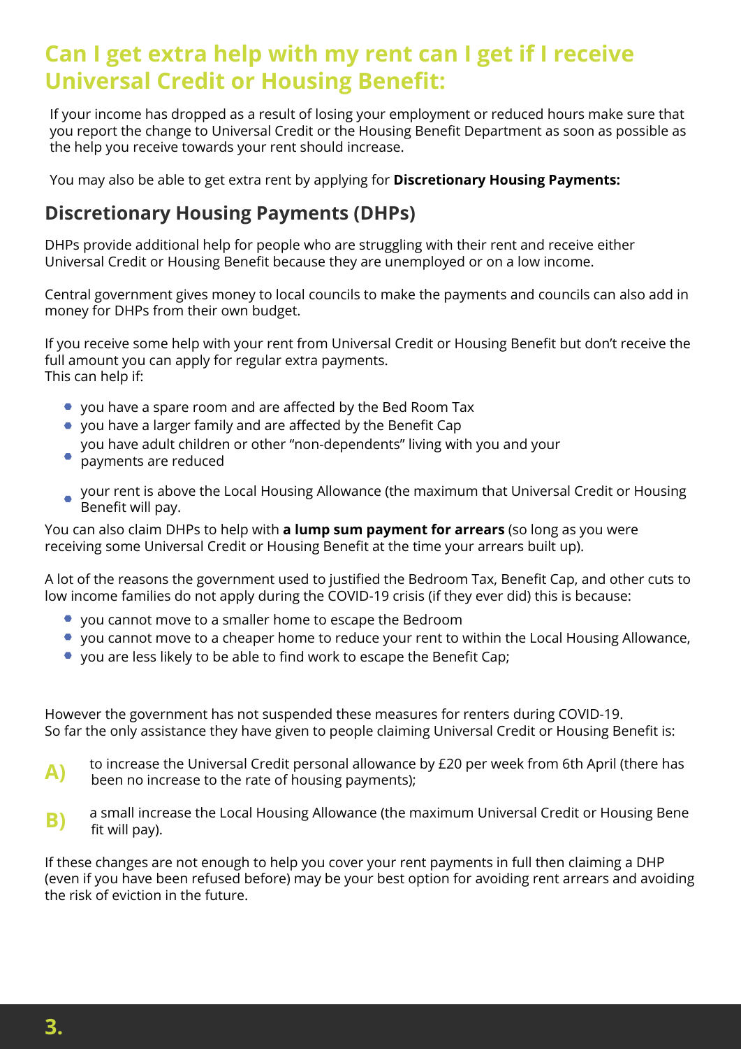# Can I get extra help with my rent can I get if I receive Universal Credit or Housing Benefit:

If your income has dropped as a result of losing your employment or reduced hours make sure that you report the change to Universal Credit or the Housing Benefit Department as soon as possible as the help you receive towards your rent should increase.

You may also be able to get extra rent by applying for **Discretionary Housing Payments:**

## Discretionary Housing Payments (DHPs)

DHPs provide additional help for people who are struggling with their rent and receive either Universal Credit or Housing Benefit because they are unemployed or on a low income.

Central government gives money to local councils to make the payments and councils can also add in money for DHPs from their own budget.

If you receive some help with your rent from Universal Credit or Housing Benefit but don't receive the full amount you can apply for regular extra payments.
This can help if:

- you have a spare room and are affected by the Bed Room Tax
- you have a larger family and are affected by the Benefit Cap
- you have adult children or other "non-dependents" living with you and your payments are reduced
- your rent is above the Local Housing Allowance (the maximum that Universal Credit or Housing Benefit will pay.

You can also claim DHPs to help with **a lump sum payment for arrears** (so long as you were receiving some Universal Credit or Housing Benefit at the time your arrears built up).

A lot of the reasons the government used to justified the Bedroom Tax, Benefit Cap, and other cuts to low income families do not apply during the COVID-19 crisis (if they ever did) this is because:

- you cannot move to a smaller home to escape the Bedroom
- you cannot move to a cheaper home to reduce your rent to within the Local Housing Allowance,
- you are less likely to be able to find work to escape the Benefit Cap;

However the government has not suspended these measures for renters during COVID-19.
So far the only assistance they have given to people claiming Universal Credit or Housing Benefit is:

**A)** to increase the Universal Credit personal allowance by £20 per week from 6th April (there has been no increase to the rate of housing payments);

**B)** a small increase the Local Housing Allowance (the maximum Universal Credit or Housing Bene fit will pay).

If these changes are not enough to help you cover your rent payments in full then claiming a DHP (even if you have been refused before) may be your best option for avoiding rent arrears and avoiding the risk of eviction in the future.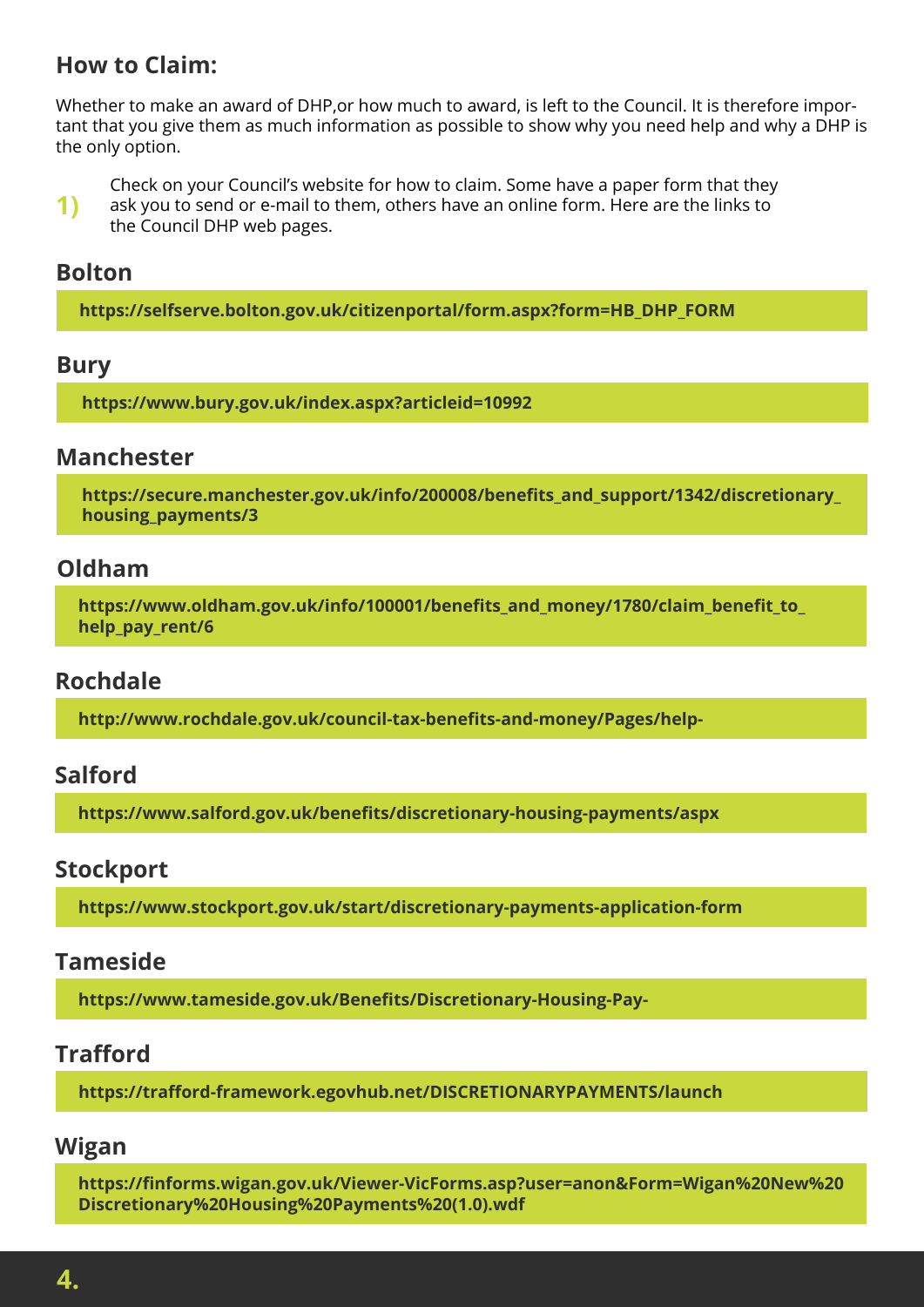## How to Claim:

Whether to make an award of DHP,or how much to award, is left to the Council. It is therefore important that you give them as much information as possible to show why you need help and why a DHP is the only option.

1) Check on your Council's website for how to claim. Some have a paper form that they ask you to send or e-mail to them, others have an online form. Here are the links to the Council DHP web pages.

### Bolton

**https://selfserve.bolton.gov.uk/citizenportal/form.aspx?form=HB_DHP_FORM**

### Bury

**https://www.bury.gov.uk/index.aspx?articleid=10992**

### Manchester

**https://secure.manchester.gov.uk/info/200008/benefits_and_support/1342/discretionary_housing_payments/3**

### Oldham

**https://www.oldham.gov.uk/info/100001/benefits_and_money/1780/claim_benefit_to_help_pay_rent/6**

### Rochdale

**http://www.rochdale.gov.uk/council-tax-benefits-and-money/Pages/help-**

### Salford

**https://www.salford.gov.uk/benefits/discretionary-housing-payments/aspx**

### Stockport

**https://www.stockport.gov.uk/start/discretionary-payments-application-form**

### Tameside

**https://www.tameside.gov.uk/Benefits/Discretionary-Housing-Pay-**

### Trafford

**https://trafford-framework.egovhub.net/DISCRETIONARYPAYMENTS/launch**

### Wigan

**https://finforms.wigan.gov.uk/Viewer-VicForms.asp?user=anon&Form=Wigan%20New%20Discretionary%20Housing%20Payments%20(1.0).wdf**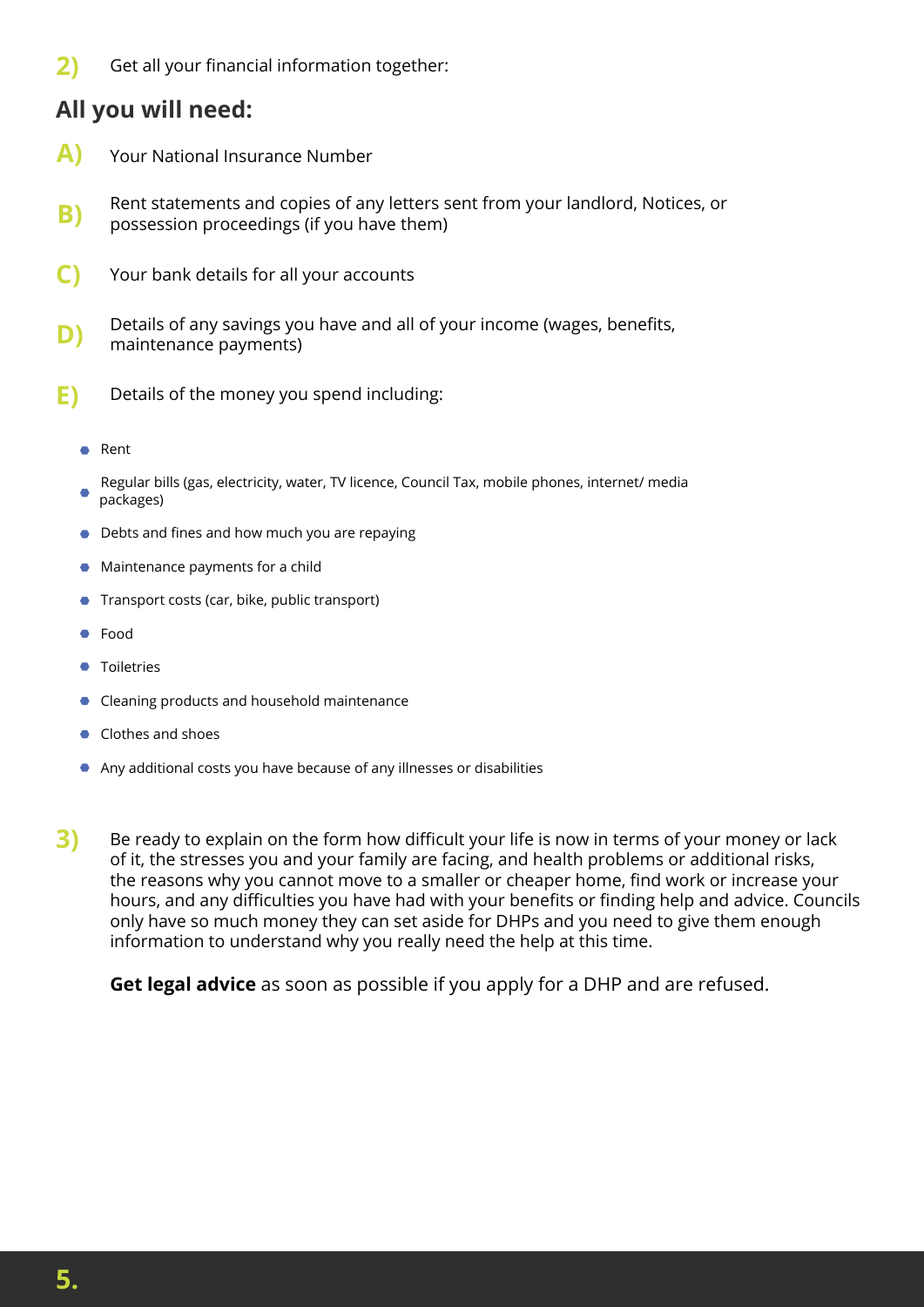2) Get all your financial information together:

## All you will need:

A) Your National Insurance Number

B) Rent statements and copies of any letters sent from your landlord, Notices, or possession proceedings (if you have them)

C) Your bank details for all your accounts

D) Details of any savings you have and all of your income (wages, benefits, maintenance payments)

E) Details of the money you spend including:

- Rent
- Regular bills (gas, electricity, water, TV licence, Council Tax, mobile phones, internet/ media packages)
- Debts and fines and how much you are repaying
- Maintenance payments for a child
- Transport costs (car, bike, public transport)
- Food
- Toiletries
- Cleaning products and household maintenance
- Clothes and shoes
- Any additional costs you have because of any illnesses or disabilities

3) Be ready to explain on the form how difficult your life is now in terms of your money or lack of it, the stresses you and your family are facing, and health problems or additional risks, the reasons why you cannot move to a smaller or cheaper home, find work or increase your hours, and any difficulties you have had with your benefits or finding help and advice. Councils only have so much money they can set aside for DHPs and you need to give them enough information to understand why you really need the help at this time.

**Get legal advice** as soon as possible if you apply for a DHP and are refused.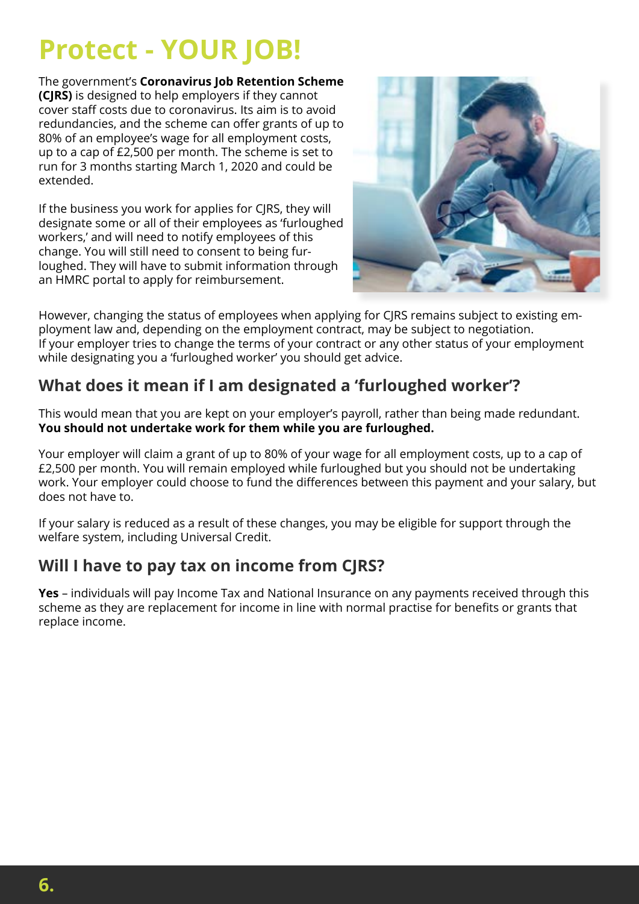# Protect - YOUR JOB!

The government's **Coronavirus Job Retention Scheme (CJRS)** is designed to help employers if they cannot cover staff costs due to coronavirus. Its aim is to avoid redundancies, and the scheme can offer grants of up to 80% of an employee's wage for all employment costs, up to a cap of £2,500 per month. The scheme is set to run for 3 months starting March 1, 2020 and could be extended.

If the business you work for applies for CJRS, they will designate some or all of their employees as 'furloughed workers,' and will need to notify employees of this change. You will still need to consent to being furloughed. They will have to submit information through an HMRC portal to apply for reimbursement.

However, changing the status of employees when applying for CJRS remains subject to existing employment law and, depending on the employment contract, may be subject to negotiation. If your employer tries to change the terms of your contract or any other status of your employment while designating you a 'furloughed worker' you should get advice.

## What does it mean if I am designated a 'furloughed worker'?

This would mean that you are kept on your employer's payroll, rather than being made redundant. **You should not undertake work for them while you are furloughed.**

Your employer will claim a grant of up to 80% of your wage for all employment costs, up to a cap of £2,500 per month. You will remain employed while furloughed but you should not be undertaking work. Your employer could choose to fund the differences between this payment and your salary, but does not have to.

If your salary is reduced as a result of these changes, you may be eligible for support through the welfare system, including Universal Credit.

## Will I have to pay tax on income from CJRS?

**Yes** – individuals will pay Income Tax and National Insurance on any payments received through this scheme as they are replacement for income in line with normal practise for benefits or grants that replace income.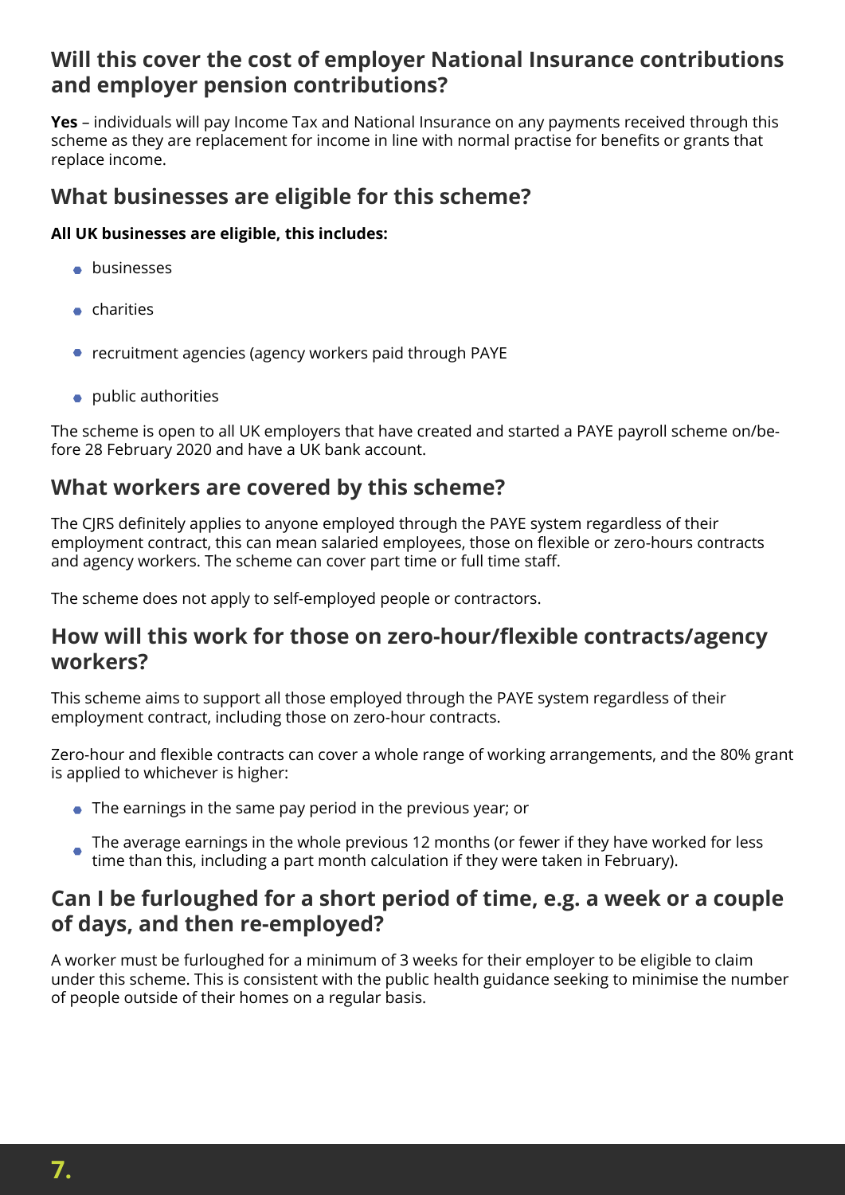## Will this cover the cost of employer National Insurance contributions and employer pension contributions?

**Yes** – individuals will pay Income Tax and National Insurance on any payments received through this scheme as they are replacement for income in line with normal practise for benefits or grants that replace income.

## What businesses are eligible for this scheme?

**All UK businesses are eligible, this includes:**

- businesses
- charities
- recruitment agencies (agency workers paid through PAYE
- public authorities

The scheme is open to all UK employers that have created and started a PAYE payroll scheme on/before 28 February 2020 and have a UK bank account.

## What workers are covered by this scheme?

The CJRS definitely applies to anyone employed through the PAYE system regardless of their employment contract, this can mean salaried employees, those on flexible or zero-hours contracts and agency workers. The scheme can cover part time or full time staff.

The scheme does not apply to self-employed people or contractors.

## How will this work for those on zero-hour/flexible contracts/agency workers?

This scheme aims to support all those employed through the PAYE system regardless of their employment contract, including those on zero-hour contracts.

Zero-hour and flexible contracts can cover a whole range of working arrangements, and the 80% grant is applied to whichever is higher:

- The earnings in the same pay period in the previous year; or
- The average earnings in the whole previous 12 months (or fewer if they have worked for less time than this, including a part month calculation if they were taken in February).

## Can I be furloughed for a short period of time, e.g. a week or a couple of days, and then re-employed?

A worker must be furloughed for a minimum of 3 weeks for their employer to be eligible to claim under this scheme. This is consistent with the public health guidance seeking to minimise the number of people outside of their homes on a regular basis.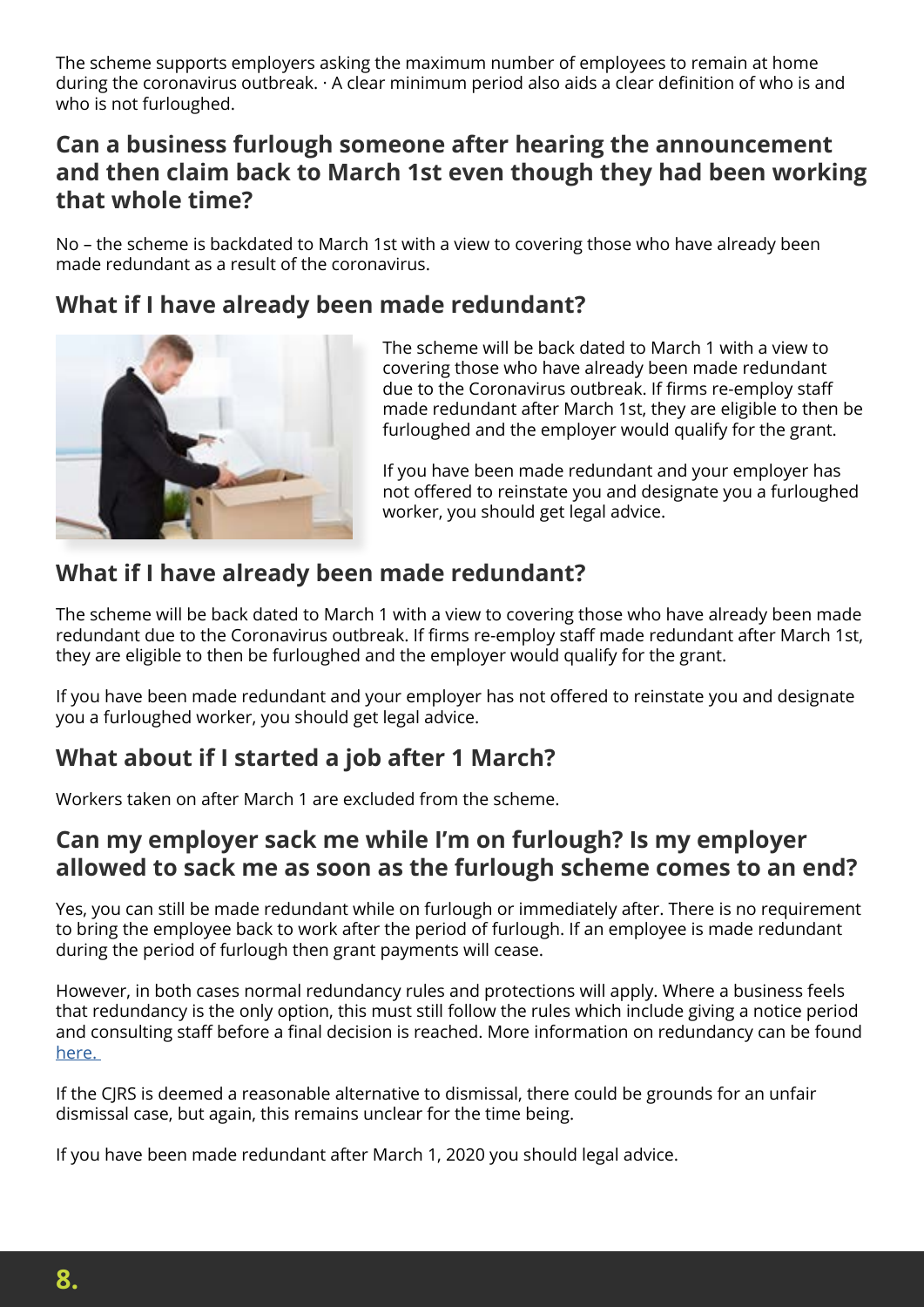The scheme supports employers asking the maximum number of employees to remain at home during the coronavirus outbreak. · A clear minimum period also aids a clear definition of who is and who is not furloughed.

## Can a business furlough someone after hearing the announcement and then claim back to March 1st even though they had been working that whole time?

No – the scheme is backdated to March 1st with a view to covering those who have already been made redundant as a result of the coronavirus.

## What if I have already been made redundant?

The scheme will be back dated to March 1 with a view to covering those who have already been made redundant due to the Coronavirus outbreak. If firms re-employ staff made redundant after March 1st, they are eligible to then be furloughed and the employer would qualify for the grant.

If you have been made redundant and your employer has not offered to reinstate you and designate you a furloughed worker, you should get legal advice.

## What if I have already been made redundant?

The scheme will be back dated to March 1 with a view to covering those who have already been made redundant due to the Coronavirus outbreak. If firms re-employ staff made redundant after March 1st, they are eligible to then be furloughed and the employer would qualify for the grant.

If you have been made redundant and your employer has not offered to reinstate you and designate you a furloughed worker, you should get legal advice.

## What about if I started a job after 1 March?

Workers taken on after March 1 are excluded from the scheme.

## Can my employer sack me while I'm on furlough? Is my employer allowed to sack me as soon as the furlough scheme comes to an end?

Yes, you can still be made redundant while on furlough or immediately after. There is no requirement to bring the employee back to work after the period of furlough. If an employee is made redundant during the period of furlough then grant payments will cease.

However, in both cases normal redundancy rules and protections will apply. Where a business feels that redundancy is the only option, this must still follow the rules which include giving a notice period and consulting staff before a final decision is reached. More information on redundancy can be found here.

If the CJRS is deemed a reasonable alternative to dismissal, there could be grounds for an unfair dismissal case, but again, this remains unclear for the time being.

If you have been made redundant after March 1, 2020 you should legal advice.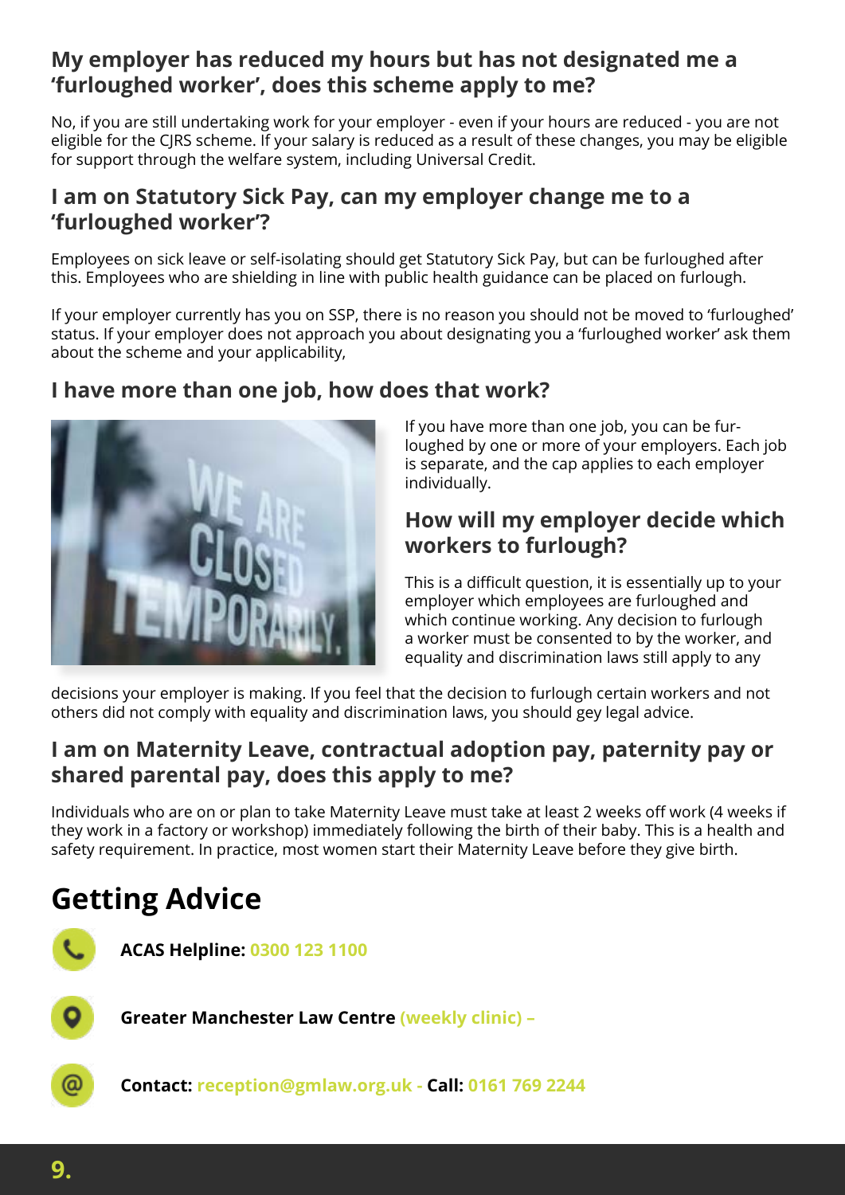### My employer has reduced my hours but has not designated me a 'furloughed worker', does this scheme apply to me?

No, if you are still undertaking work for your employer - even if your hours are reduced - you are not eligible for the CJRS scheme. If your salary is reduced as a result of these changes, you may be eligible for support through the welfare system, including Universal Credit.

### I am on Statutory Sick Pay, can my employer change me to a 'furloughed worker'?

Employees on sick leave or self-isolating should get Statutory Sick Pay, but can be furloughed after this. Employees who are shielding in line with public health guidance can be placed on furlough.

If your employer currently has you on SSP, there is no reason you should not be moved to 'furloughed' status. If your employer does not approach you about designating you a 'furloughed worker' ask them about the scheme and your applicability,

### I have more than one job, how does that work?

If you have more than one job, you can be furloughed by one or more of your employers. Each job is separate, and the cap applies to each employer individually.

### How will my employer decide which workers to furlough?

This is a difficult question, it is essentially up to your employer which employees are furloughed and which continue working. Any decision to furlough a worker must be consented to by the worker, and equality and discrimination laws still apply to any decisions your employer is making. If you feel that the decision to furlough certain workers and not others did not comply with equality and discrimination laws, you should gey legal advice.

### I am on Maternity Leave, contractual adoption pay, paternity pay or shared parental pay, does this apply to me?

Individuals who are on or plan to take Maternity Leave must take at least 2 weeks off work (4 weeks if they work in a factory or workshop) immediately following the birth of their baby. This is a health and safety requirement. In practice, most women start their Maternity Leave before they give birth.

## Getting Advice

**ACAS Helpline:** 0300 123 1100

**Greater Manchester Law Centre** (weekly clinic) –

**Contact:** reception@gmlaw.org.uk - **Call:** 0161 769 2244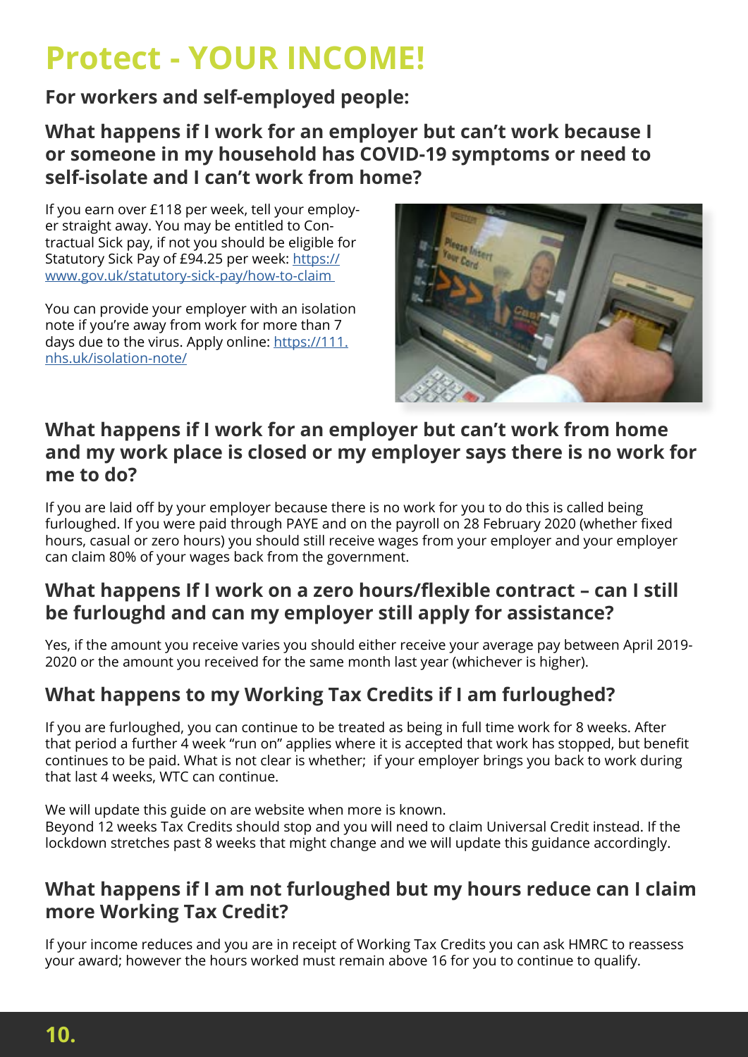# Protect - YOUR INCOME!

**For workers and self-employed people:**

## What happens if I work for an employer but can't work because I or someone in my household has COVID-19 symptoms or need to self-isolate and I can't work from home?

If you earn over £118 per week, tell your employer straight away. You may be entitled to Contractual Sick pay, if not you should be eligible for Statutory Sick Pay of £94.25 per week: [https://www.gov.uk/statutory-sick-pay/how-to-claim](https://www.gov.uk/statutory-sick-pay/how-to-claim)

You can provide your employer with an isolation note if you're away from work for more than 7 days due to the virus. Apply online: [https://111.nhs.uk/isolation-note/](https://111.nhs.uk/isolation-note/)

## What happens if I work for an employer but can't work from home and my work place is closed or my employer says there is no work for me to do?

If you are laid off by your employer because there is no work for you to do this is called being furloughed. If you were paid through PAYE and on the payroll on 28 February 2020 (whether fixed hours, casual or zero hours) you should still receive wages from your employer and your employer can claim 80% of your wages back from the government.

## What happens If I work on a zero hours/flexible contract – can I still be furloughd and can my employer still apply for assistance?

Yes, if the amount you receive varies you should either receive your average pay between April 2019-2020 or the amount you received for the same month last year (whichever is higher).

## What happens to my Working Tax Credits if I am furloughed?

If you are furloughed, you can continue to be treated as being in full time work for 8 weeks. After that period a further 4 week "run on" applies where it is accepted that work has stopped, but benefit continues to be paid. What is not clear is whether; if your employer brings you back to work during that last 4 weeks, WTC can continue.

We will update this guide on are website when more is known.
Beyond 12 weeks Tax Credits should stop and you will need to claim Universal Credit instead. If the lockdown stretches past 8 weeks that might change and we will update this guidance accordingly.

## What happens if I am not furloughed but my hours reduce can I claim more Working Tax Credit?

If your income reduces and you are in receipt of Working Tax Credits you can ask HMRC to reassess your award; however the hours worked must remain above 16 for you to continue to qualify.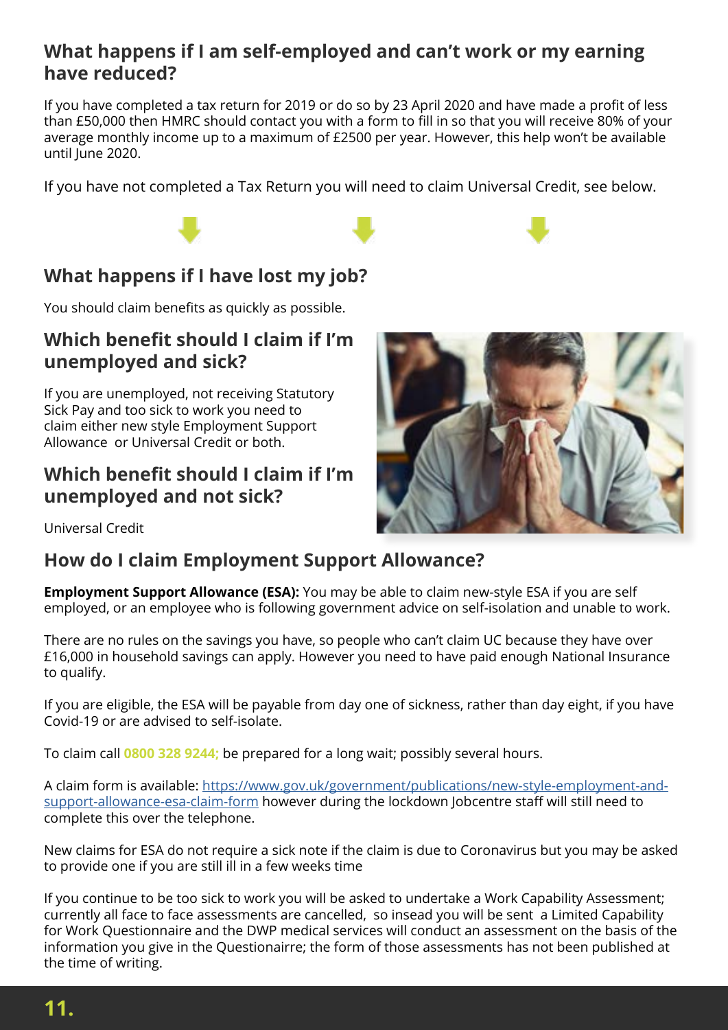## What happens if I am self-employed and can't work or my earning have reduced?

If you have completed a tax return for 2019 or do so by 23 April 2020 and have made a profit of less than £50,000 then HMRC should contact you with a form to fill in so that you will receive 80% of your average monthly income up to a maximum of £2500 per year. However, this help won't be available until June 2020.

If you have not completed a Tax Return you will need to claim Universal Credit, see below.

## What happens if I have lost my job?

You should claim benefits as quickly as possible.

## Which benefit should I claim if I'm unemployed and sick?

If you are unemployed, not receiving Statutory Sick Pay and too sick to work you need to claim either new style Employment Support Allowance or Universal Credit or both.

## Which benefit should I claim if I'm unemployed and not sick?

Universal Credit

## How do I claim Employment Support Allowance?

**Employment Support Allowance (ESA):** You may be able to claim new-style ESA if you are self employed, or an employee who is following government advice on self-isolation and unable to work.

There are no rules on the savings you have, so people who can't claim UC because they have over £16,000 in household savings can apply. However you need to have paid enough National Insurance to qualify.

If you are eligible, the ESA will be payable from day one of sickness, rather than day eight, if you have Covid-19 or are advised to self-isolate.

To claim call **0800 328 9244;** be prepared for a long wait; possibly several hours.

A claim form is available: https://www.gov.uk/government/publications/new-style-employment-and-support-allowance-esa-claim-form however during the lockdown Jobcentre staff will still need to complete this over the telephone.

New claims for ESA do not require a sick note if the claim is due to Coronavirus but you may be asked to provide one if you are still ill in a few weeks time

If you continue to be too sick to work you will be asked to undertake a Work Capability Assessment; currently all face to face assessments are cancelled, so insead you will be sent a Limited Capability for Work Questionnaire and the DWP medical services will conduct an assessment on the basis of the information you give in the Questionairre; the form of those assessments has not been published at the time of writing.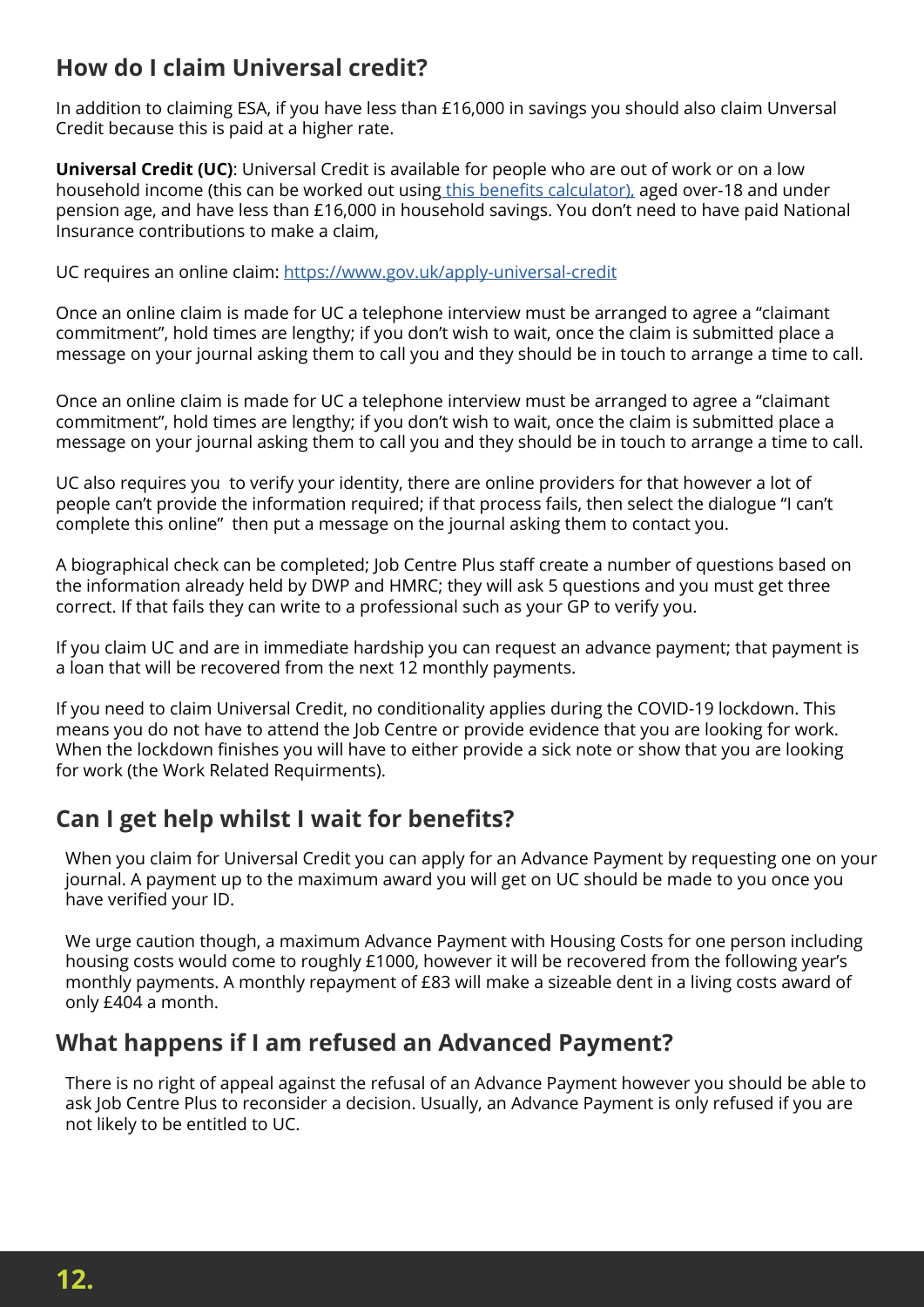## How do I claim Universal credit?

In addition to claiming ESA, if you have less than £16,000 in savings you should also claim Unversal Credit because this is paid at a higher rate.

**Universal Credit (UC)**: Universal Credit is available for people who are out of work or on a low household income (this can be worked out using this benefits calculator), aged over-18 and under pension age, and have less than £16,000 in household savings. You don't need to have paid National Insurance contributions to make a claim,

UC requires an online claim: https://www.gov.uk/apply-universal-credit

Once an online claim is made for UC a telephone interview must be arranged to agree a "claimant commitment", hold times are lengthy; if you don't wish to wait, once the claim is submitted place a message on your journal asking them to call you and they should be in touch to arrange a time to call.

Once an online claim is made for UC a telephone interview must be arranged to agree a "claimant commitment", hold times are lengthy; if you don't wish to wait, once the claim is submitted place a message on your journal asking them to call you and they should be in touch to arrange a time to call.

UC also requires you to verify your identity, there are online providers for that however a lot of people can't provide the information required; if that process fails, then select the dialogue "I can't complete this online" then put a message on the journal asking them to contact you.

A biographical check can be completed; Job Centre Plus staff create a number of questions based on the information already held by DWP and HMRC; they will ask 5 questions and you must get three correct. If that fails they can write to a professional such as your GP to verify you.

If you claim UC and are in immediate hardship you can request an advance payment; that payment is a loan that will be recovered from the next 12 monthly payments.

If you need to claim Universal Credit, no conditionality applies during the COVID-19 lockdown. This means you do not have to attend the Job Centre or provide evidence that you are looking for work. When the lockdown finishes you will have to either provide a sick note or show that you are looking for work (the Work Related Requirments).

## Can I get help whilst I wait for benefits?

When you claim for Universal Credit you can apply for an Advance Payment by requesting one on your journal. A payment up to the maximum award you will get on UC should be made to you once you have verified your ID.

We urge caution though, a maximum Advance Payment with Housing Costs for one person including housing costs would come to roughly £1000, however it will be recovered from the following year's monthly payments. A monthly repayment of £83 will make a sizeable dent in a living costs award of only £404 a month.

## What happens if I am refused an Advanced Payment?

There is no right of appeal against the refusal of an Advance Payment however you should be able to ask Job Centre Plus to reconsider a decision. Usually, an Advance Payment is only refused if you are not likely to be entitled to UC.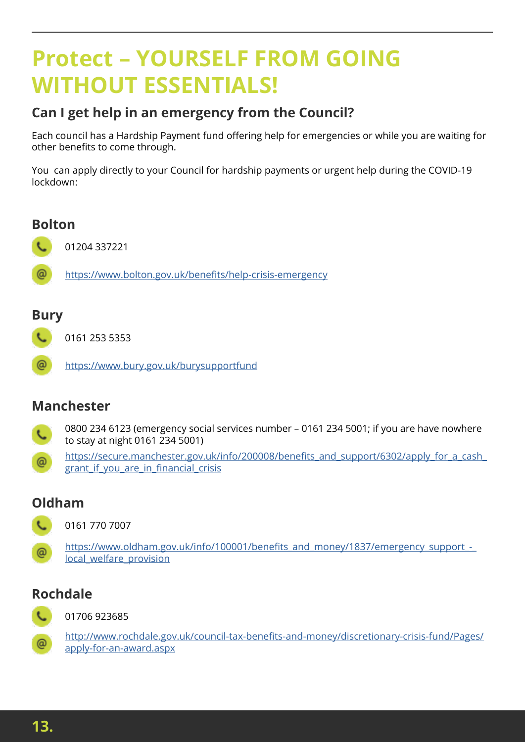# Protect – YOURSELF FROM GOING WITHOUT ESSENTIALS!

## Can I get help in an emergency from the Council?

Each council has a Hardship Payment fund offering help for emergencies or while you are waiting for other benefits to come through.

You can apply directly to your Council for hardship payments or urgent help during the COVID-19 lockdown:

### Bolton

01204 337221

https://www.bolton.gov.uk/benefits/help-crisis-emergency

### Bury

0161 253 5353

https://www.bury.gov.uk/burysupportfund

### Manchester

0800 234 6123 (emergency social services number – 0161 234 5001; if you are have nowhere to stay at night 0161 234 5001)

https://secure.manchester.gov.uk/info/200008/benefits_and_support/6302/apply_for_a_cash_grant_if_you_are_in_financial_crisis

### Oldham

0161 770 7007

https://www.oldham.gov.uk/info/100001/benefits_and_money/1837/emergency_support_-_local_welfare_provision

### Rochdale

01706 923685

http://www.rochdale.gov.uk/council-tax-benefits-and-money/discretionary-crisis-fund/Pages/apply-for-an-award.aspx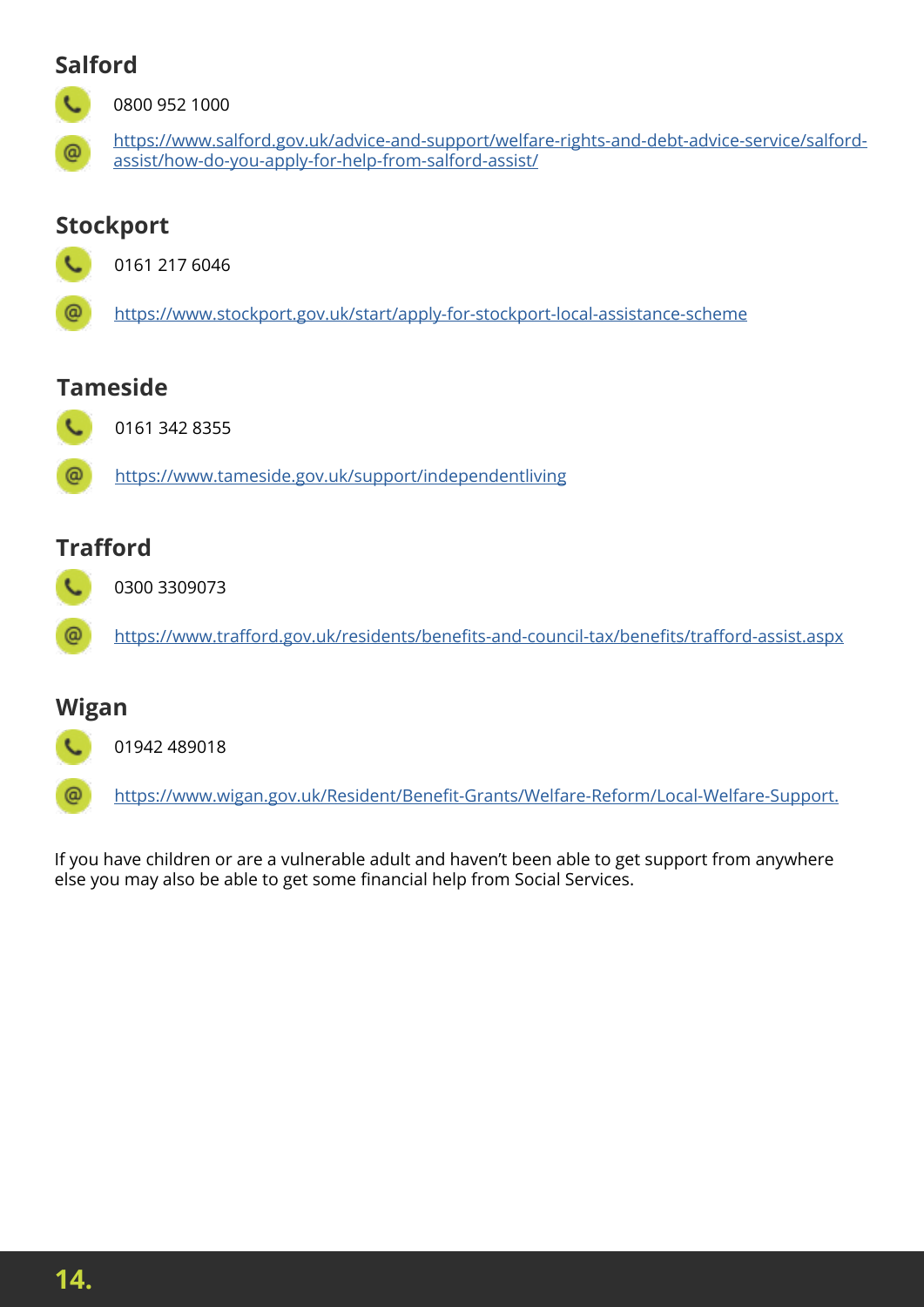## Salford

0800 952 1000

https://www.salford.gov.uk/advice-and-support/welfare-rights-and-debt-advice-service/salford-assist/how-do-you-apply-for-help-from-salford-assist/

## Stockport

0161 217 6046

https://www.stockport.gov.uk/start/apply-for-stockport-local-assistance-scheme

## Tameside

0161 342 8355

https://www.tameside.gov.uk/support/independentliving

## Trafford

0300 3309073

https://www.trafford.gov.uk/residents/benefits-and-council-tax/benefits/trafford-assist.aspx

## Wigan

01942 489018

https://www.wigan.gov.uk/Resident/Benefit-Grants/Welfare-Reform/Local-Welfare-Support.

If you have children or are a vulnerable adult and haven't been able to get support from anywhere else you may also be able to get some financial help from Social Services.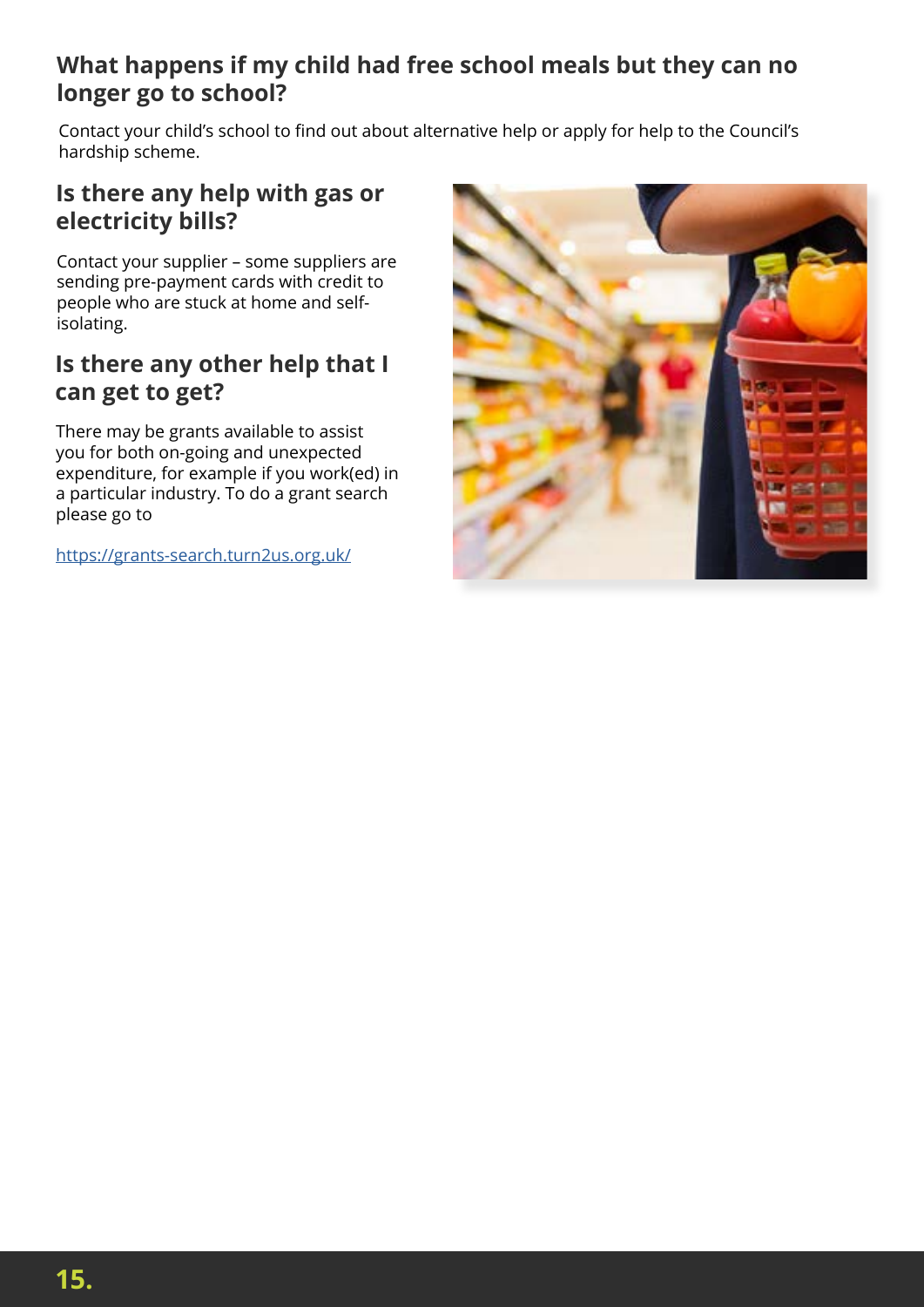## What happens if my child had free school meals but they can no longer go to school?

Contact your child's school to find out about alternative help or apply for help to the Council's hardship scheme.

## Is there any help with gas or electricity bills?

Contact your supplier – some suppliers are sending pre-payment cards with credit to people who are stuck at home and self-isolating.

## Is there any other help that I can get to get?

There may be grants available to assist you for both on-going and unexpected expenditure, for example if you work(ed) in a particular industry. To do a grant search please go to

https://grants-search.turn2us.org.uk/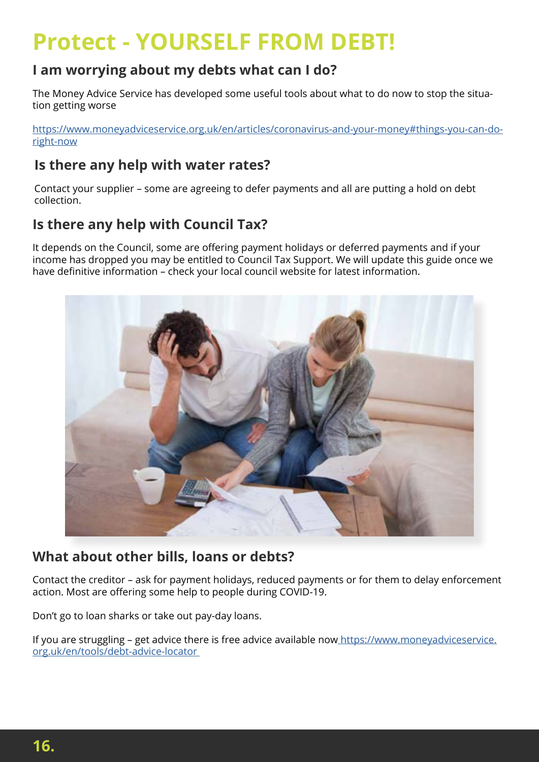# Protect - YOURSELF FROM DEBT!

## I am worrying about my debts what can I do?

The Money Advice Service has developed some useful tools about what to do now to stop the situation getting worse

https://www.moneyadviceservice.org.uk/en/articles/coronavirus-and-your-money#things-you-can-do-right-now

## Is there any help with water rates?

Contact your supplier – some are agreeing to defer payments and all are putting a hold on debt collection.

## Is there any help with Council Tax?

It depends on the Council, some are offering payment holidays or deferred payments and if your income has dropped you may be entitled to Council Tax Support. We will update this guide once we have definitive information – check your local council website for latest information.

## What about other bills, loans or debts?

Contact the creditor – ask for payment holidays, reduced payments or for them to delay enforcement action. Most are offering some help to people during COVID-19.

Don't go to loan sharks or take out pay-day loans.

If you are struggling – get advice there is free advice available now https://www.moneyadviceservice.org.uk/en/tools/debt-advice-locator